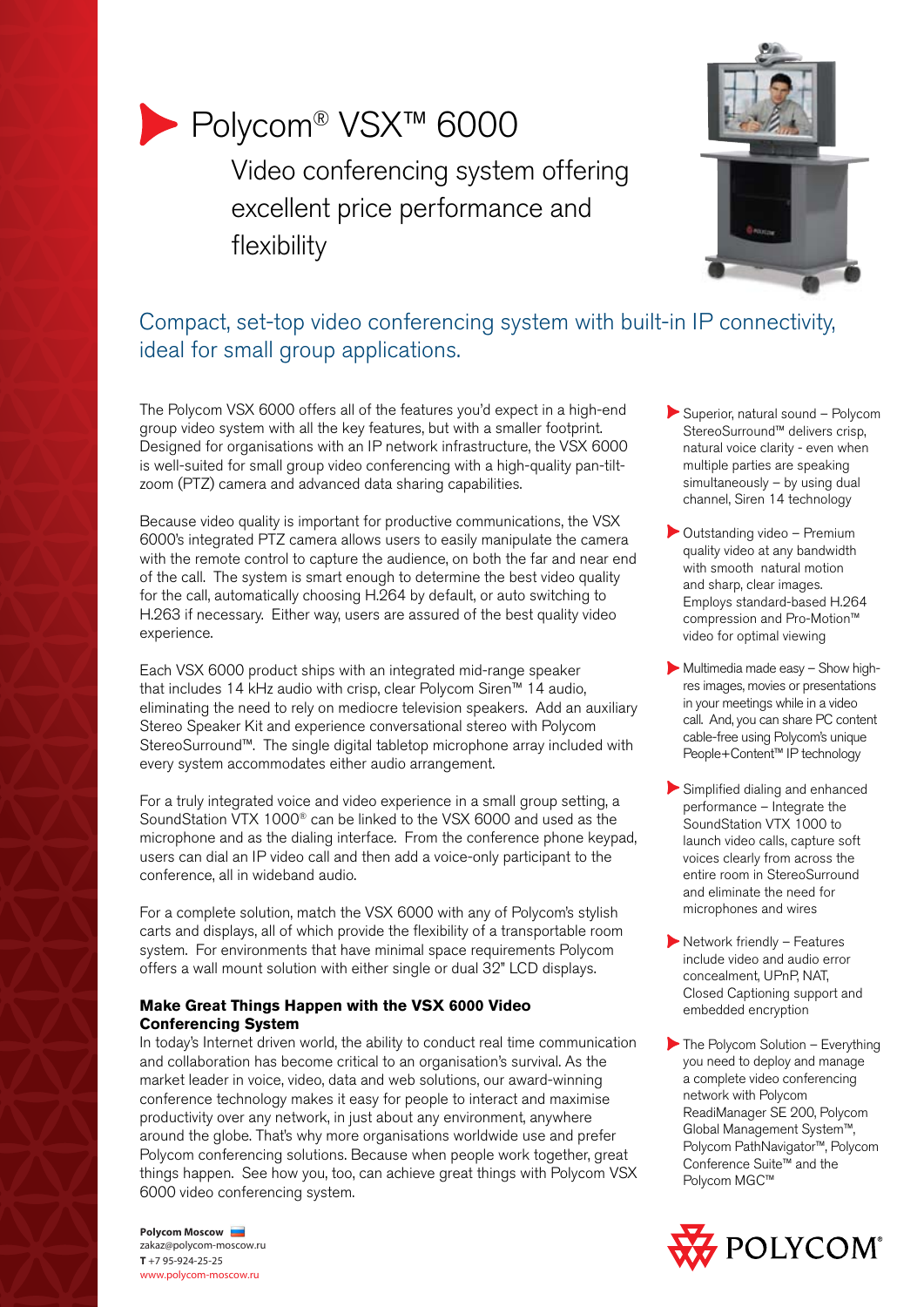# Polycom® VSX™ 6000

Video conferencing system offering excellent price performance and flexibility

## Compact, set-top video conferencing system with built-in IP connectivity, ideal for small group applications.

The Polycom VSX 6000 offers all of the features you'd expect in a high-end group video system with all the key features, but with a smaller footprint. Designed for organisations with an IP network infrastructure, the VSX 6000 is well-suited for small group video conferencing with a high-quality pan-tilt-zoom (PTZ) camera and advanced data sharing capabilities.

Because video quality is important for productive communications, the VSX 6000's integrated PTZ camera allows users to easily manipulate the camera with the remote control to capture the audience, on both the far and near end of the call. The system is smart enough to determine the best video quality for the call, automatically choosing H.264 by default, or auto switching to H.263 if necessary. Either way, users are assured of the best quality video experience.

Each VSX 6000 product ships with an integrated mid-range speaker that includes 14 kHz audio with crisp, clear Polycom Siren™ 14 audio, eliminating the need to rely on mediocre television speakers. Add an auxiliary Stereo Speaker Kit and experience conversational stereo with Polycom StereoSurround™. The single digital tabletop microphone array included with every system accommodates either audio arrangement.

For a truly integrated voice and video experience in a small group setting, a SoundStation VTX 1000® can be linked to the VSX 6000 and used as the microphone and as the dialing interface. From the conference phone keypad, users can dial an IP video call and then add a voice-only participant to the conference, all in wideband audio.

For a complete solution, match the VSX 6000 with any of Polycom's stylish carts and displays, all of which provide the flexibility of a transportable room system. For environments that have minimal space requirements Polycom offers a wall mount solution with either single or dual 32" LCD displays.

### Make Great Things Happen with the VSX 6000 Video Conferencing System

In today's Internet driven world, the ability to conduct real time communication and collaboration has become critical to an organisation's survival. As the market leader in voice, video, data and web solutions, our award-winning conference technology makes it easy for people to interact and maximise productivity over any network, in just about any environment, anywhere around the globe. That's why more organisations worldwide use and prefer Polycom conferencing solutions. Because when people work together, great things happen. See how you, too, can achieve great things with Polycom VSX 6000 video conferencing system.

- Superior, natural sound – Polycom StereoSurround™ delivers crisp, natural voice clarity - even when multiple parties are speaking simultaneously – by using dual channel, Siren 14 technology
- Outstanding video – Premium quality video at any bandwidth with smooth natural motion and sharp, clear images. Employs standard-based H.264 compression and Pro-Motion™ video for optimal viewing
- Multimedia made easy – Show high-res images, movies or presentations in your meetings while in a video call. And, you can share PC content cable-free using Polycom's unique People+Content™ IP technology
- Simplified dialing and enhanced performance – Integrate the SoundStation VTX 1000 to launch video calls, capture soft voices clearly from across the entire room in StereoSurround and eliminate the need for microphones and wires
- Network friendly – Features include video and audio error concealment, UPnP, NAT, Closed Captioning support and embedded encryption
- The Polycom Solution – Everything you need to deploy and manage a complete video conferencing network with Polycom ReadiManager SE 200, Polycom Global Management System™, Polycom PathNavigator™, Polycom Conference Suite™ and the Polycom MGC™

**Polycom Moscow**
zakaz@polycom-moscow.ru
**T** +7 95-924-25-25
www.polycom-moscow.ru

POLYCOM®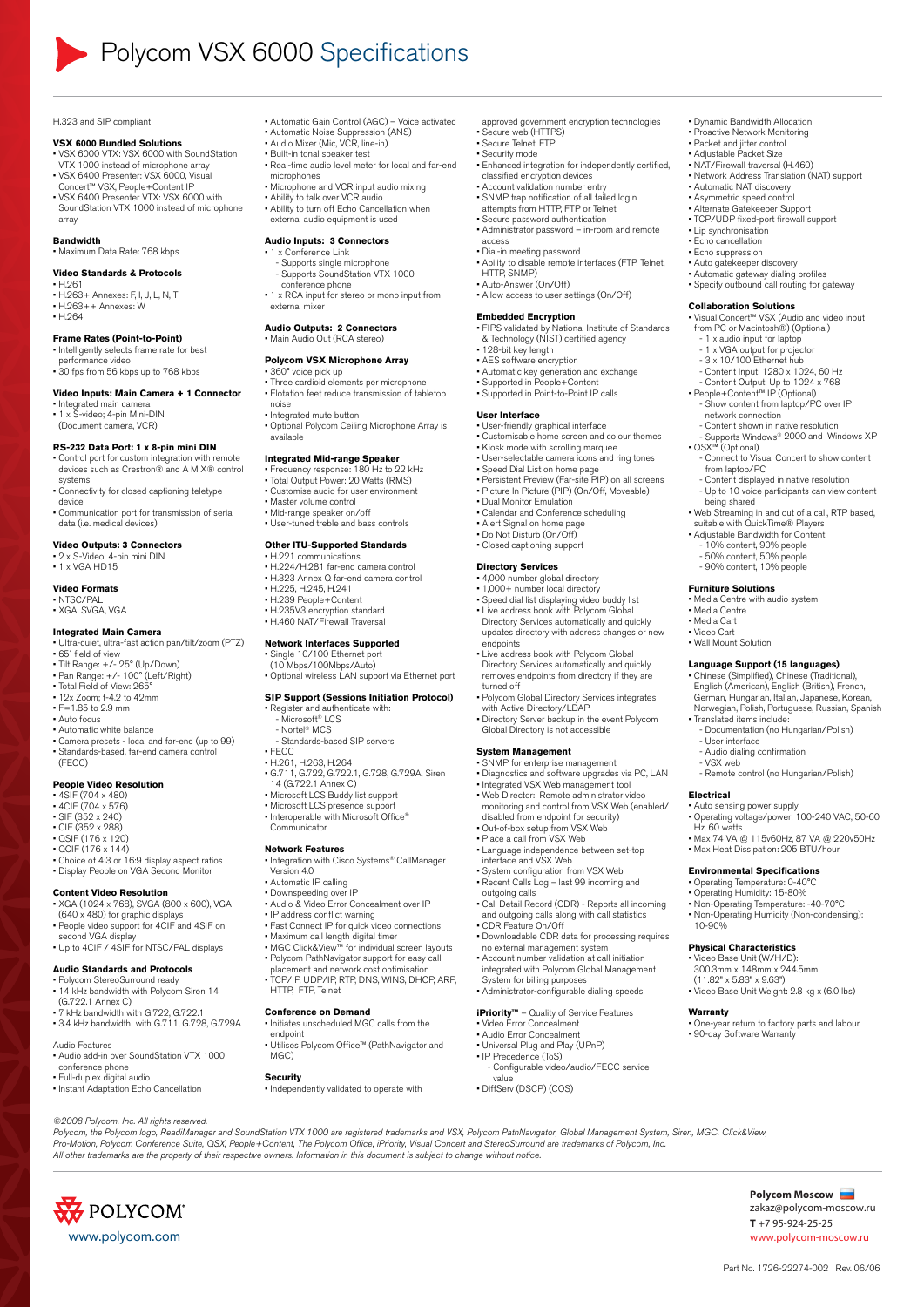# Polycom VSX 6000 Specifications

H.323 and SIP compliant

### VSX 6000 Bundled Solutions

- VSX 6000 VTX: VSX 6000 with SoundStation VTX 1000 instead of microphone array
- VSX 6400 Presenter: VSX 6000, Visual Concert™ VSX, People+Content IP
- VSX 6400 Presenter VTX: VSX 6000 with SoundStation VTX 1000 instead of microphone array

### Bandwidth

- Maximum Data Rate: 768 kbps

### Video Standards & Protocols

- H.261
- H.263+ Annexes: F, I, J, L, N, T
- H.263++ Annexes: W
- H.264

### Frame Rates (Point-to-Point)

- Intelligently selects frame rate for best performance video
- 30 fps from 56 kbps up to 768 kbps

### Video Inputs: Main Camera + 1 Connector

- Integrated main camera
- 1 x S-video; 4-pin Mini-DIN (Document camera, VCR)

### RS-232 Data Port: 1 x 8-pin mini DIN

- Control port for custom integration with remote devices such as Crestron® and A M X® control systems
- Connectivity for closed captioning teletype device
- Communication port for transmission of serial data (i.e. medical devices)

### Video Outputs: 3 Connectors

- 2 x S-Video; 4-pin mini DIN
- 1 x VGA HD15

### Video Formats

- NTSC/PAL
- XGA, SVGA, VGA

### Integrated Main Camera

- Ultra-quiet, ultra-fast action pan/tilt/zoom (PTZ)
- 65° field of view
- Tilt Range: +/- 25° (Up/Down)
- Pan Range: +/- 100° (Left/Right)
- Total Field of View: 265°
- 12x Zoom; f-4.2 to 42mm
- F=1.85 to 2.9 mm
- Auto focus
- Automatic white balance
- Camera presets - local and far-end (up to 99)
- Standards-based, far-end camera control (FECC)

### People Video Resolution

- 4SIF (704 x 480)
- 4CIF (704 x 576)
- SIF (352 x 240)
- CIF (352 x 288)
- QSIF (176 x 120)
- QCIF (176 x 144)
- Choice of 4:3 or 16:9 display aspect ratios
- Display People on VGA Second Monitor

### Content Video Resolution

- XGA (1024 x 768), SVGA (800 x 600), VGA (640 x 480) for graphic displays
- People video support for 4CIF and 4SIF on second VGA display
- Up to 4CIF / 4SIF for NTSC/PAL displays

### Audio Standards and Protocols

- Polycom StereoSurround ready
- 14 kHz bandwidth with Polycom Siren 14 (G.722.1 Annex C)
- 7 kHz bandwidth with G.722, G.722.1
- 3.4 kHz bandwidth with G.711, G.728, G.729A

Audio Features

- Audio add-in over SoundStation VTX 1000 conference phone
- Full-duplex digital audio
- Instant Adaptation Echo Cancellation
- Automatic Gain Control (AGC) – Voice activated
- Automatic Noise Suppression (ANS)
- Audio Mixer (Mic, VCR, line-in)
- Built-in tonal speaker test
- Real-time audio level meter for local and far-end microphones
- Microphone and VCR input audio mixing
- Ability to talk over VCR audio
- Ability to turn off Echo Cancellation when external audio equipment is used

### Audio Inputs: 3 Connectors

- 1 x Conference Link
  - Supports single microphone
  - Supports SoundStation VTX 1000 conference phone
- 1 x RCA input for stereo or mono input from external mixer

### Audio Outputs: 2 Connectors

- Main Audio Out (RCA stereo)

### Polycom VSX Microphone Array

- 360° voice pick up
- Three cardioid elements per microphone
- Flotation feet reduce transmission of tabletop noise
- Integrated mute button
- Optional Polycom Ceiling Microphone Array is available

### Integrated Mid-range Speaker

- Frequency response: 180 Hz to 22 kHz
- Total Output Power: 20 Watts (RMS)
- Customise audio for user environment
- Master volume control
- Mid-range speaker on/off
- User-tuned treble and bass controls

### Other ITU-Supported Standards

- H.221 communications
- H.224/H.281 far-end camera control
- H.323 Annex Q far-end camera control
- H.225, H.245, H.241
- H.239 People+Content
- H.235V3 encryption standard
- H.460 NAT/Firewall Traversal

### Network Interfaces Supported

- Single 10/100 Ethernet port (10 Mbps/100Mbps/Auto)
- Optional wireless LAN support via Ethernet port

### SIP Support (Sessions Initiation Protocol)

- Register and authenticate with:
  - Microsoft® LCS
  - Nortel® MCS
  - Standards-based SIP servers
- FECC
- H.261, H.263, H.264
- G.711, G.722, G.722.1, G.728, G.729A, Siren 14 (G.722.1 Annex C)
- Microsoft LCS Buddy list support
- Microsoft LCS presence support
- Interoperable with Microsoft Office® Communicator

### Network Features

- Integration with Cisco Systems® CallManager Version 4.0
- Automatic IP calling
- Downspeeding over IP
- Audio & Video Error Concealment over IP
- IP address conflict warning
- Fast Connect IP for quick video connections
- Maximum call length digital timer
- MGC Click&View™ for individual screen layouts
- Polycom PathNavigator support for easy call placement and network cost optimisation
- TCP/IP, UDP/IP, RTP, DNS, WINS, DHCP, ARP, HTTP, FTP, Telnet

### Conference on Demand

- Initiates unscheduled MGC calls from the endpoint
- Utilises Polycom Office™ (PathNavigator and MGC)

### Security

- Independently validated to operate with approved government encryption technologies
- Secure web (HTTPS)
- Secure Telnet, FTP
- Security mode
- Enhanced integration for independently certified, classified encryption devices
- Account validation number entry
- SNMP trap notification of all failed login attempts from HTTP, FTP or Telnet
- Secure password authentication
- Administrator password – in-room and remote access
- Dial-in meeting password
- Ability to disable remote interfaces (FTP, Telnet, HTTP, SNMP)
- Auto-Answer (On/Off)
- Allow access to user settings (On/Off)

### Embedded Encryption

- FIPS validated by National Institute of Standards & Technology (NIST) certified agency
- 128-bit key length
- AES software encryption
- Automatic key generation and exchange
- Supported in People+Content
- Supported in Point-to-Point IP calls

### User Interface

- User-friendly graphical interface
- Customisable home screen and colour themes
- Kiosk mode with scrolling marquee
- User-selectable camera icons and ring tones
- Speed Dial List on home page
- Persistent Preview (Far-site PIP) on all screens
- Picture In Picture (PIP) (On/Off, Moveable)
- Dual Monitor Emulation
- Calendar and Conference scheduling
- Alert Signal on home page
- Do Not Disturb (On/Off)
- Closed captioning support

### Directory Services

- 4,000 number global directory
- 1,000+ number local directory
- Speed dial list displaying video buddy list
- Live address book with Polycom Global Directory Services automatically and quickly updates directory with address changes or new endpoints
- Live address book with Polycom Global Directory Services automatically and quickly removes endpoints from directory if they are turned off
- Polycom Global Directory Services integrates with Active Directory/LDAP
- Directory Server backup in the event Polycom Global Directory is not accessible

### System Management

- SNMP for enterprise management
- Diagnostics and software upgrades via PC, LAN
- Integrated VSX Web management tool
- Web Director: Remote administrator video monitoring and control from VSX Web (enabled/disabled from endpoint for security)
- Out-of-box setup from VSX Web
- Place a call from VSX Web
- Language independence between set-top interface and VSX Web
- System configuration from VSX Web
- Recent Calls Log – last 99 incoming and outgoing calls
- Call Detail Record (CDR) - Reports all incoming and outgoing calls along with call statistics
- CDR Feature On/Off
- Downloadable CDR data for processing requires no external management system
- Account number validation at call initiation integrated with Polycom Global Management System for billing purposes
- Administrator-configurable dialing speeds

### iPriority™ – Quality of Service Features

- Video Error Concealment
- Audio Error Concealment
- Universal Plug and Play (UPnP)
- IP Precedence (ToS)
  - Configurable video/audio/FECC service value
- DiffServ (DSCP) (COS)
- Dynamic Bandwidth Allocation
- Proactive Network Monitoring
- Packet and jitter control
- Adjustable Packet Size
- NAT/Firewall traversal (H.460)
- Network Address Translation (NAT) support
- Automatic NAT discovery
- Asymmetric speed control
- Alternate Gatekeeper Support
- TCP/UDP fixed-port firewall support
- Lip synchronisation
- Echo cancellation
- Echo suppression
- Auto gatekeeper discovery
- Automatic gateway dialing profiles
- Specify outbound call routing for gateway

### Collaboration Solutions

- Visual Concert™ VSX (Audio and video input from PC or Macintosh®) (Optional)
  - 1 x audio input for laptop
  - 1 x VGA output for projector
  - 3 x 10/100 Ethernet hub
  - Content Input: 1280 x 1024, 60 Hz
  - Content Output: Up to 1024 x 768
- People+Content™ IP (Optional)
  - Show content from laptop/PC over IP network connection
  - Content shown in native resolution
  - Supports Windows® 2000 and Windows XP
- QSX™ (Optional)
  - Connect to Visual Concert to show content from laptop/PC
  - Content displayed in native resolution
  - Up to 10 voice participants can view content being shared
- Web Streaming in and out of a call, RTP based, suitable with QuickTime® Players
- Adjustable Bandwidth for Content
  - 10% content, 90% people
  - 50% content, 50% people
  - 90% content, 10% people

### Furniture Solutions

- Media Centre with audio system
- Media Centre
- Media Cart
- Video Cart
- Wall Mount Solution

### Language Support (15 languages)

- Chinese (Simplified), Chinese (Traditional), English (American), English (British), French, German, Hungarian, Italian, Japanese, Korean, Norwegian, Polish, Portuguese, Russian, Spanish
- Translated items include:
  - Documentation (no Hungarian/Polish)
  - User interface
  - Audio dialing confirmation
  - VSX web
  - Remote control (no Hungarian/Polish)

### Electrical

- Auto sensing power supply
- Operating voltage/power: 100-240 VAC, 50-60 Hz, 60 watts
- Max 74 VA @ 115v60Hz, 87 VA @ 220v50Hz
- Max Heat Dissipation: 205 BTU/hour

### Environmental Specifications

- Operating Temperature: 0-40°C
- Operating Humidity: 15-80%
- Non-Operating Temperature: -40-70°C
- Non-Operating Humidity (Non-condensing): 10-90%

### Physical Characteristics

- Video Base Unit (W/H/D): 300.3mm x 148mm x 244.5mm (11.82" x 5.83" x 9.63")
- Video Base Unit Weight: 2.8 kg x (6.0 lbs)

### Warranty

- One-year return to factory parts and labour
- 90-day Software Warranty

*©2008 Polycom, Inc. All rights reserved.*
*Polycom, the Polycom logo, ReadiManager and SoundStation VTX 1000 are registered trademarks and VSX, Polycom PathNavigator, Global Management System, Siren, MGC, Click&View, Pro-Motion, Polycom Conference Suite, QSX, People+Content, The Polycom Office, iPriority, Visual Concert and StereoSurround are trademarks of Polycom, Inc.*
*All other trademarks are the property of their respective owners. Information in this document is subject to change without notice.*

POLYCOM®
www.polycom.com

**Polycom Moscow**
zakaz@polycom-moscow.ru
**T** +7 95-924-25-25
www.polycom-moscow.ru

Part No. 1726-22274-002 Rev. 06/06